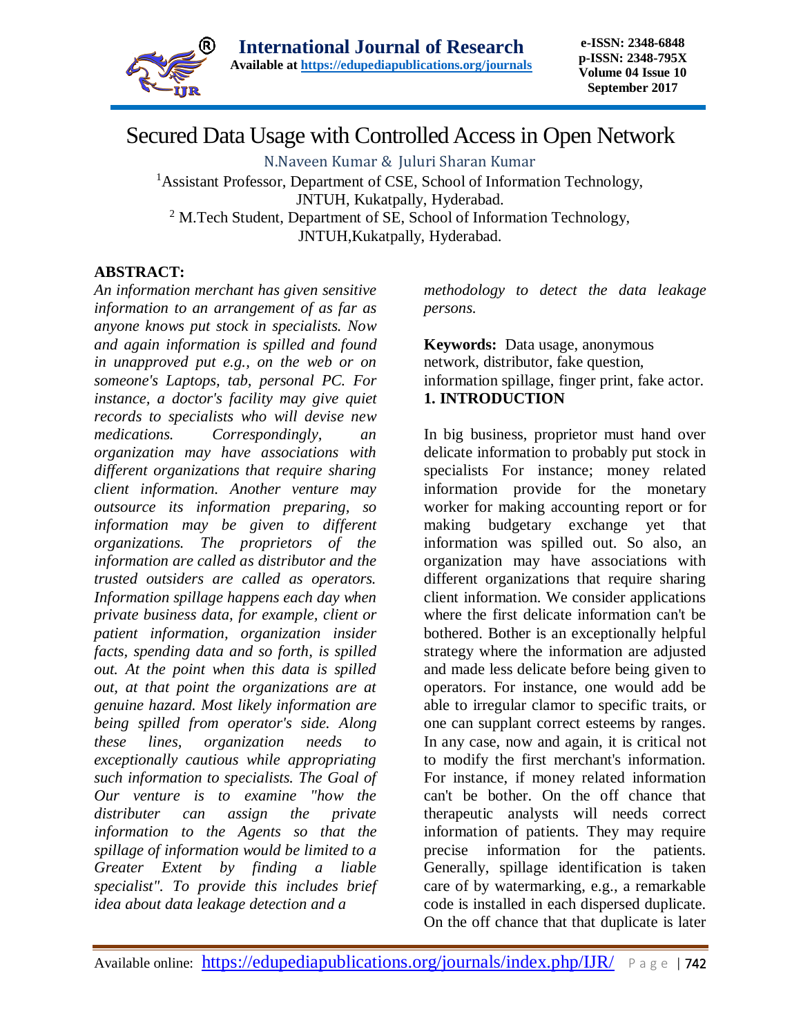# Secured Data Usage with Controlled Access in Open Network

N.Naveen Kumar & Juluri Sharan Kumar

[1]Assistant Professor, Department of CSE, School of Information Technology, JNTUH, Kukatpally, Hyderabad.

[2] M.Tech Student, Department of SE, School of Information Technology, JNTUH,Kukatpally, Hyderabad.

## ABSTRACT:

*An information merchant has given sensitive information to an arrangement of as far as anyone knows put stock in specialists. Now and again information is spilled and found in unapproved put e.g., on the web or on someone's Laptops, tab, personal PC. For instance, a doctor's facility may give quiet records to specialists who will devise new medications. Correspondingly, an organization may have associations with different organizations that require sharing client information. Another venture may outsource its information preparing, so information may be given to different organizations. The proprietors of the information are called as distributor and the trusted outsiders are called as operators. Information spillage happens each day when private business data, for example, client or patient information, organization insider facts, spending data and so forth, is spilled out. At the point when this data is spilled out, at that point the organizations are at genuine hazard. Most likely information are being spilled from operator's side. Along these lines, organization needs to exceptionally cautious while appropriating such information to specialists. The Goal of Our venture is to examine "how the distributer can assign the private information to the Agents so that the spillage of information would be limited to a Greater Extent by finding a liable specialist". To provide this includes brief idea about data leakage detection and a methodology to detect the data leakage persons.*

**Keywords:** Data usage, anonymous network, distributor, fake question, information spillage, finger print, fake actor.

## 1. INTRODUCTION

In big business, proprietor must hand over delicate information to probably put stock in specialists For instance; money related information provide for the monetary worker for making accounting report or for making budgetary exchange yet that information was spilled out. So also, an organization may have associations with different organizations that require sharing client information. We consider applications where the first delicate information can't be bothered. Bother is an exceptionally helpful strategy where the information are adjusted and made less delicate before being given to operators. For instance, one would add be able to irregular clamor to specific traits, or one can supplant correct esteems by ranges. In any case, now and again, it is critical not to modify the first merchant's information. For instance, if money related information can't be bother. On the off chance that therapeutic analysts will needs correct information of patients. They may require precise information for the patients. Generally, spillage identification is taken care of by watermarking, e.g., a remarkable code is installed in each dispersed duplicate. On the off chance that that duplicate is later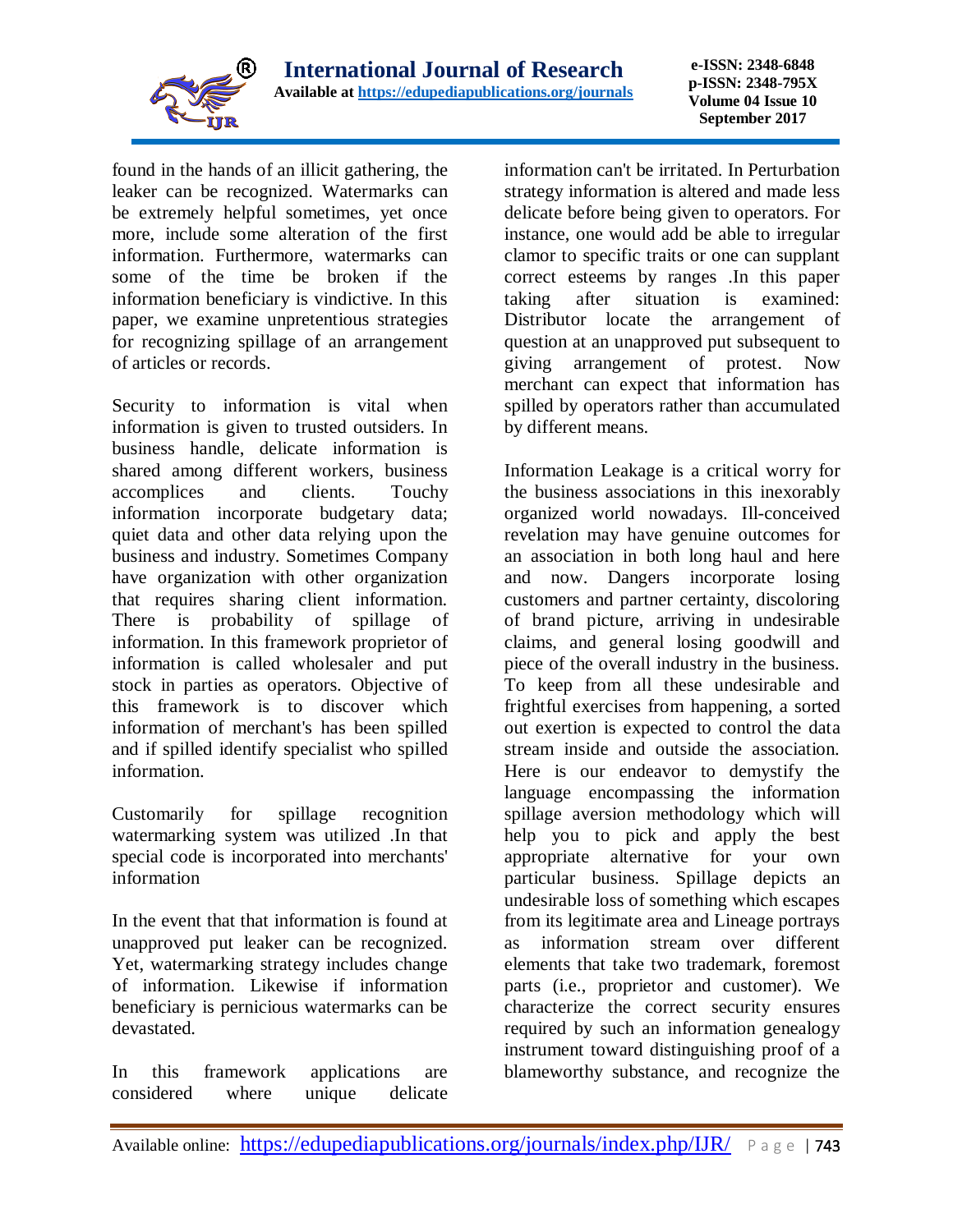found in the hands of an illicit gathering, the leaker can be recognized. Watermarks can be extremely helpful sometimes, yet once more, include some alteration of the first information. Furthermore, watermarks can some of the time be broken if the information beneficiary is vindictive. In this paper, we examine unpretentious strategies for recognizing spillage of an arrangement of articles or records.

Security to information is vital when information is given to trusted outsiders. In business handle, delicate information is shared among different workers, business accomplices and clients. Touchy information incorporate budgetary data; quiet data and other data relying upon the business and industry. Sometimes Company have organization with other organization that requires sharing client information. There is probability of spillage of information. In this framework proprietor of information is called wholesaler and put stock in parties as operators. Objective of this framework is to discover which information of merchant's has been spilled and if spilled identify specialist who spilled information.

Customarily for spillage recognition watermarking system was utilized .In that special code is incorporated into merchants' information

In the event that that information is found at unapproved put leaker can be recognized. Yet, watermarking strategy includes change of information. Likewise if information beneficiary is pernicious watermarks can be devastated.

In this framework applications are considered where unique delicate information can't be irritated. In Perturbation strategy information is altered and made less delicate before being given to operators. For instance, one would add be able to irregular clamor to specific traits or one can supplant correct esteems by ranges .In this paper taking after situation is examined: Distributor locate the arrangement of question at an unapproved put subsequent to giving arrangement of protest. Now merchant can expect that information has spilled by operators rather than accumulated by different means.

Information Leakage is a critical worry for the business associations in this inexorably organized world nowadays. Ill-conceived revelation may have genuine outcomes for an association in both long haul and here and now. Dangers incorporate losing customers and partner certainty, discoloring of brand picture, arriving in undesirable claims, and general losing goodwill and piece of the overall industry in the business. To keep from all these undesirable and frightful exercises from happening, a sorted out exertion is expected to control the data stream inside and outside the association. Here is our endeavor to demystify the language encompassing the information spillage aversion methodology which will help you to pick and apply the best appropriate alternative for your own particular business. Spillage depicts an undesirable loss of something which escapes from its legitimate area and Lineage portrays as information stream over different elements that take two trademark, foremost parts (i.e., proprietor and customer). We characterize the correct security ensures required by such an information genealogy instrument toward distinguishing proof of a blameworthy substance, and recognize the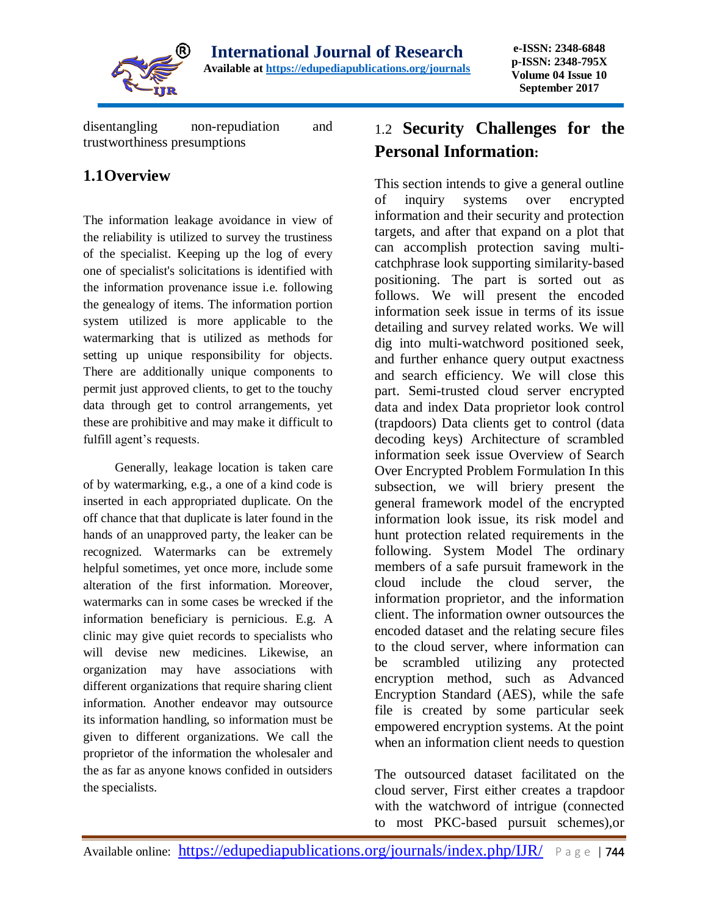disentangling non-repudiation and trustworthiness presumptions

## 1.1Overview

The information leakage avoidance in view of the reliability is utilized to survey the trustiness of the specialist. Keeping up the log of every one of specialist's solicitations is identified with the information provenance issue i.e. following the genealogy of items. The information portion system utilized is more applicable to the watermarking that is utilized as methods for setting up unique responsibility for objects. There are additionally unique components to permit just approved clients, to get to the touchy data through get to control arrangements, yet these are prohibitive and may make it difficult to fulfill agent's requests.

Generally, leakage location is taken care of by watermarking, e.g., a one of a kind code is inserted in each appropriated duplicate. On the off chance that that duplicate is later found in the hands of an unapproved party, the leaker can be recognized. Watermarks can be extremely helpful sometimes, yet once more, include some alteration of the first information. Moreover, watermarks can in some cases be wrecked if the information beneficiary is pernicious. E.g. A clinic may give quiet records to specialists who will devise new medicines. Likewise, an organization may have associations with different organizations that require sharing client information. Another endeavor may outsource its information handling, so information must be given to different organizations. We call the proprietor of the information the wholesaler and the as far as anyone knows confided in outsiders the specialists.

## 1.2 Security Challenges for the Personal Information:

This section intends to give a general outline of inquiry systems over encrypted information and their security and protection targets, and after that expand on a plot that can accomplish protection saving multi-catchphrase look supporting similarity-based positioning. The part is sorted out as follows. We will present the encoded information seek issue in terms of its issue detailing and survey related works. We will dig into multi-watchword positioned seek, and further enhance query output exactness and search efficiency. We will close this part. Semi-trusted cloud server encrypted data and index Data proprietor look control (trapdoors) Data clients get to control (data decoding keys) Architecture of scrambled information seek issue Overview of Search Over Encrypted Problem Formulation In this subsection, we will briery present the general framework model of the encrypted information look issue, its risk model and hunt protection related requirements in the following. System Model The ordinary members of a safe pursuit framework in the cloud include the cloud server, the information proprietor, and the information client. The information owner outsources the encoded dataset and the relating secure files to the cloud server, where information can be scrambled utilizing any protected encryption method, such as Advanced Encryption Standard (AES), while the safe file is created by some particular seek empowered encryption systems. At the point when an information client needs to question

The outsourced dataset facilitated on the cloud server, First either creates a trapdoor with the watchword of intrigue (connected to most PKC-based pursuit schemes),or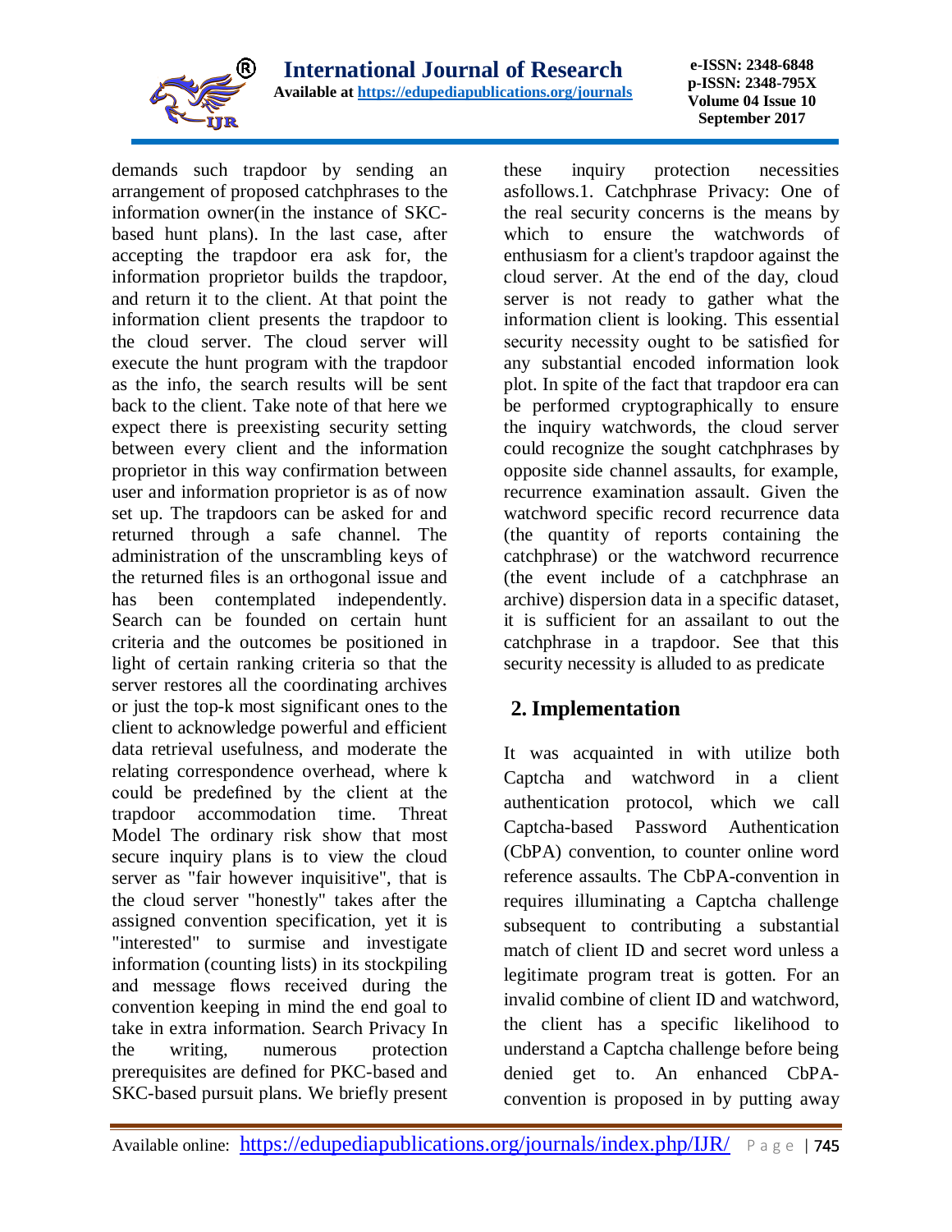demands such trapdoor by sending an arrangement of proposed catchphrases to the information owner(in the instance of SKC-based hunt plans). In the last case, after accepting the trapdoor era ask for, the information proprietor builds the trapdoor, and return it to the client. At that point the information client presents the trapdoor to the cloud server. The cloud server will execute the hunt program with the trapdoor as the info, the search results will be sent back to the client. Take note of that here we expect there is preexisting security setting between every client and the information proprietor in this way confirmation between user and information proprietor is as of now set up. The trapdoors can be asked for and returned through a safe channel. The administration of the unscrambling keys of the returned files is an orthogonal issue and has been contemplated independently. Search can be founded on certain hunt criteria and the outcomes be positioned in light of certain ranking criteria so that the server restores all the coordinating archives or just the top-k most significant ones to the client to acknowledge powerful and efficient data retrieval usefulness, and moderate the relating correspondence overhead, where k could be predefined by the client at the trapdoor accommodation time. Threat Model The ordinary risk show that most secure inquiry plans is to view the cloud server as "fair however inquisitive", that is the cloud server "honestly" takes after the assigned convention specification, yet it is "interested" to surmise and investigate information (counting lists) in its stockpiling and message flows received during the convention keeping in mind the end goal to take in extra information. Search Privacy In the writing, numerous protection prerequisites are defined for PKC-based and SKC-based pursuit plans. We briefly present these inquiry protection necessities asfollows.1. Catchphrase Privacy: One of the real security concerns is the means by which to ensure the watchwords of enthusiasm for a client's trapdoor against the cloud server. At the end of the day, cloud server is not ready to gather what the information client is looking. This essential security necessity ought to be satisfied for any substantial encoded information look plot. In spite of the fact that trapdoor era can be performed cryptographically to ensure the inquiry watchwords, the cloud server could recognize the sought catchphrases by opposite side channel assaults, for example, recurrence examination assault. Given the watchword specific record recurrence data (the quantity of reports containing the catchphrase) or the watchword recurrence (the event include of a catchphrase an archive) dispersion data in a specific dataset, it is sufficient for an assailant to out the catchphrase in a trapdoor. See that this security necessity is alluded to as predicate

## 2. Implementation

It was acquainted in with utilize both Captcha and watchword in a client authentication protocol, which we call Captcha-based Password Authentication (CbPA) convention, to counter online word reference assaults. The CbPA-convention in requires illuminating a Captcha challenge subsequent to contributing a substantial match of client ID and secret word unless a legitimate program treat is gotten. For an invalid combine of client ID and watchword, the client has a specific likelihood to understand a Captcha challenge before being denied get to. An enhanced CbPA-convention is proposed in by putting away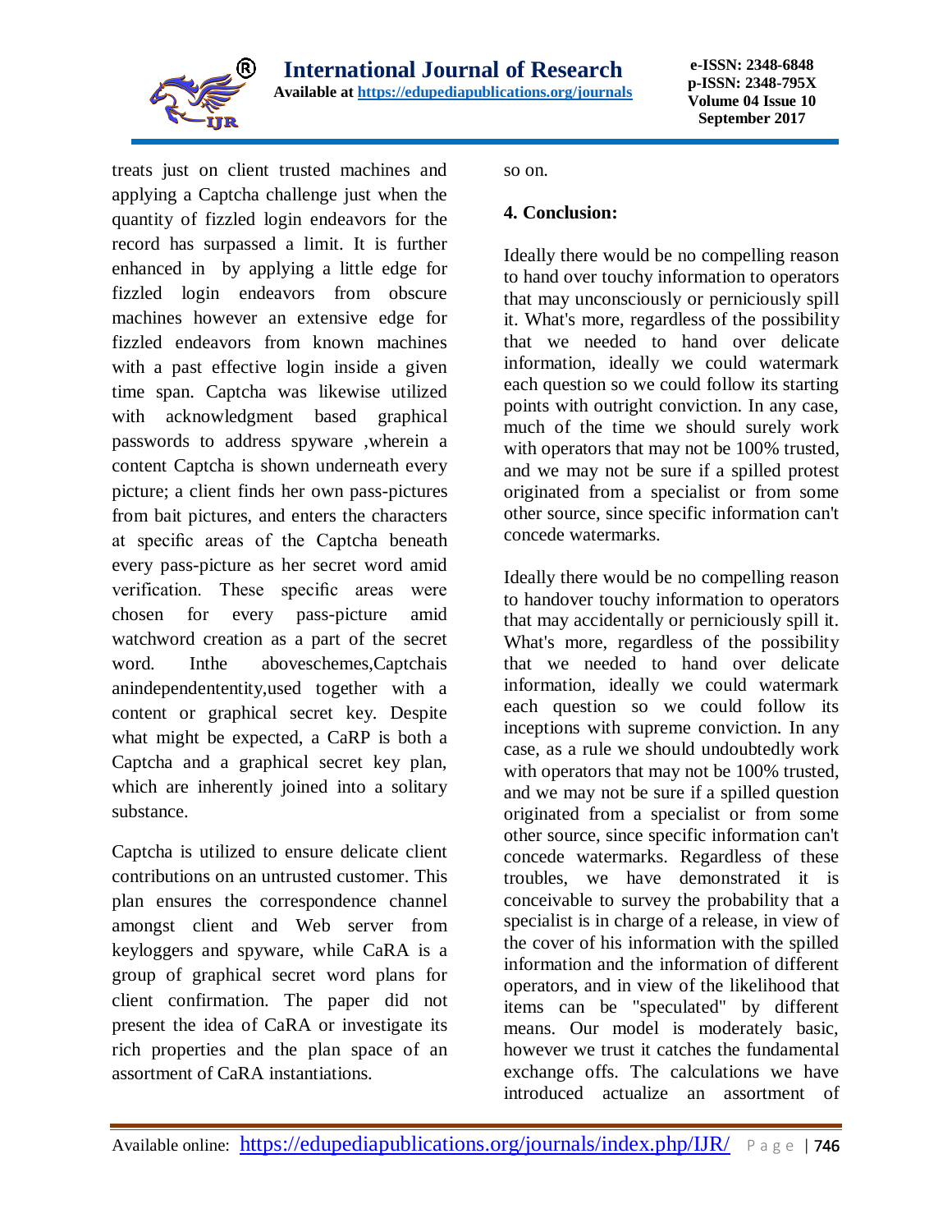treats just on client trusted machines and applying a Captcha challenge just when the quantity of fizzled login endeavors for the record has surpassed a limit. It is further enhanced in by applying a little edge for fizzled login endeavors from obscure machines however an extensive edge for fizzled endeavors from known machines with a past effective login inside a given time span. Captcha was likewise utilized with acknowledgment based graphical passwords to address spyware ,wherein a content Captcha is shown underneath every picture; a client finds her own pass-pictures from bait pictures, and enters the characters at specific areas of the Captcha beneath every pass-picture as her secret word amid verification. These specific areas were chosen for every pass-picture amid watchword creation as a part of the secret word. Inthe aboveschemes,Captchais anindependententity,used together with a content or graphical secret key. Despite what might be expected, a CaRP is both a Captcha and a graphical secret key plan, which are inherently joined into a solitary substance.

Captcha is utilized to ensure delicate client contributions on an untrusted customer. This plan ensures the correspondence channel amongst client and Web server from keyloggers and spyware, while CaRA is a group of graphical secret word plans for client confirmation. The paper did not present the idea of CaRA or investigate its rich properties and the plan space of an assortment of CaRA instantiations.

so on.

## 4. Conclusion:

Ideally there would be no compelling reason to hand over touchy information to operators that may unconsciously or perniciously spill it. What's more, regardless of the possibility that we needed to hand over delicate information, ideally we could watermark each question so we could follow its starting points with outright conviction. In any case, much of the time we should surely work with operators that may not be 100% trusted, and we may not be sure if a spilled protest originated from a specialist or from some other source, since specific information can't concede watermarks.

Ideally there would be no compelling reason to handover touchy information to operators that may accidentally or perniciously spill it. What's more, regardless of the possibility that we needed to hand over delicate information, ideally we could watermark each question so we could follow its inceptions with supreme conviction. In any case, as a rule we should undoubtedly work with operators that may not be 100% trusted, and we may not be sure if a spilled question originated from a specialist or from some other source, since specific information can't concede watermarks. Regardless of these troubles, we have demonstrated it is conceivable to survey the probability that a specialist is in charge of a release, in view of the cover of his information with the spilled information and the information of different operators, and in view of the likelihood that items can be "speculated" by different means. Our model is moderately basic, however we trust it catches the fundamental exchange offs. The calculations we have introduced actualize an assortment of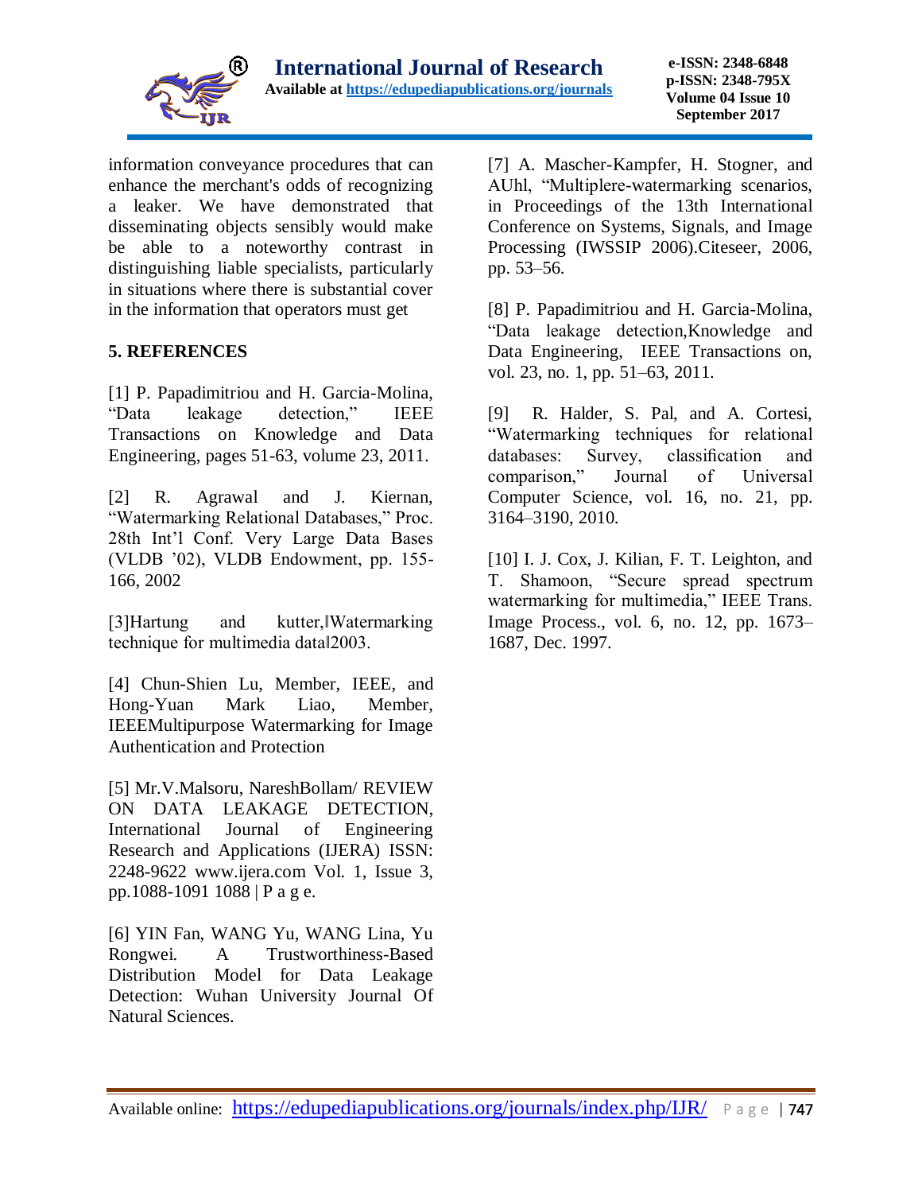information conveyance procedures that can enhance the merchant's odds of recognizing a leaker. We have demonstrated that disseminating objects sensibly would make be able to a noteworthy contrast in distinguishing liable specialists, particularly in situations where there is substantial cover in the information that operators must get

## 5. REFERENCES

[1] P. Papadimitriou and H. Garcia-Molina, "Data leakage detection," IEEE Transactions on Knowledge and Data Engineering, pages 51-63, volume 23, 2011.

[2] R. Agrawal and J. Kiernan, "Watermarking Relational Databases," Proc. 28th Int'l Conf. Very Large Data Bases (VLDB '02), VLDB Endowment, pp. 155-166, 2002

[3]Hartung and kutter,‖Watermarking technique for multimedia data‖2003.

[4] Chun-Shien Lu, Member, IEEE, and Hong-Yuan Mark Liao, Member, IEEEMultipurpose Watermarking for Image Authentication and Protection

[5] Mr.V.Malsoru, NareshBollam/ REVIEW ON DATA LEAKAGE DETECTION, International Journal of Engineering Research and Applications (IJERA) ISSN: 2248-9622 www.ijera.com Vol. 1, Issue 3, pp.1088-1091 1088 | P a g e.

[6] YIN Fan, WANG Yu, WANG Lina, Yu Rongwei. A Trustworthiness-Based Distribution Model for Data Leakage Detection: Wuhan University Journal Of Natural Sciences.

[7] A. Mascher-Kampfer, H. Stogner, and AUhl, "Multiplere-watermarking scenarios, in Proceedings of the 13th International Conference on Systems, Signals, and Image Processing (IWSSIP 2006).Citeseer, 2006, pp. 53–56.

[8] P. Papadimitriou and H. Garcia-Molina, "Data leakage detection,Knowledge and Data Engineering, IEEE Transactions on, vol. 23, no. 1, pp. 51–63, 2011.

[9] R. Halder, S. Pal, and A. Cortesi, "Watermarking techniques for relational databases: Survey, classification and comparison," Journal of Universal Computer Science, vol. 16, no. 21, pp. 3164–3190, 2010.

[10] I. J. Cox, J. Kilian, F. T. Leighton, and T. Shamoon, "Secure spread spectrum watermarking for multimedia," IEEE Trans. Image Process., vol. 6, no. 12, pp. 1673–1687, Dec. 1997.